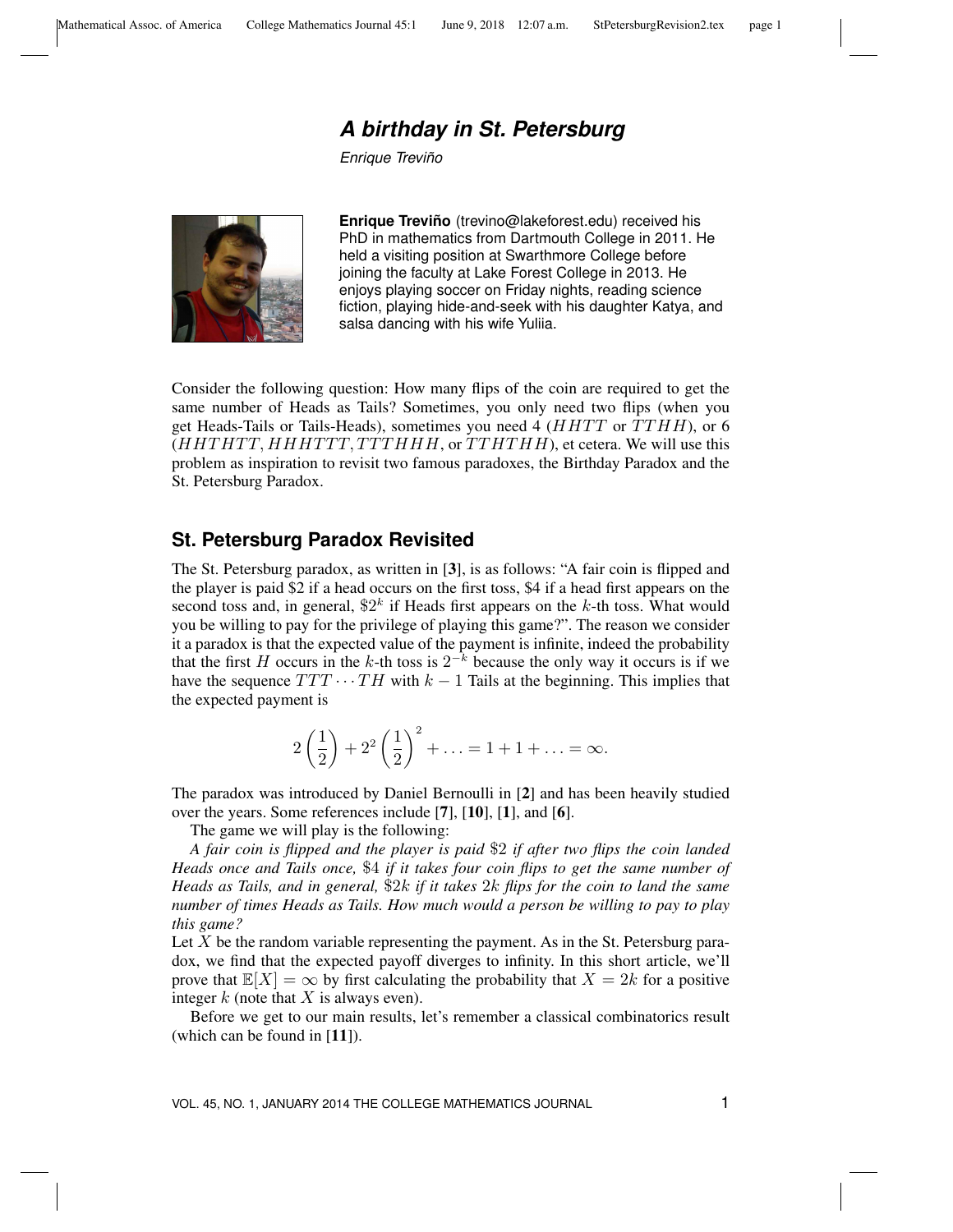# A birthday in St. Petersburg

*Enrique Treviño*

**Enrique Treviño** (trevino@lakeforest.edu) received his PhD in mathematics from Dartmouth College in 2011. He held a visiting position at Swarthmore College before joining the faculty at Lake Forest College in 2013. He enjoys playing soccer on Friday nights, reading science fiction, playing hide-and-seek with his daughter Katya, and salsa dancing with his wife Yuliia.

Consider the following question: How many flips of the coin are required to get the same number of Heads as Tails? Sometimes, you only need two flips (when you get Heads-Tails or Tails-Heads), sometimes you need 4 ($HHTT$ or $TTHH$), or 6 ($HHTHTT$, $HHHTTT$, $TTTHHH$, or $TTHTHH$), et cetera. We will use this problem as inspiration to revisit two famous paradoxes, the Birthday Paradox and the St. Petersburg Paradox.

## St. Petersburg Paradox Revisited

The St. Petersburg paradox, as written in [**3**], is as follows: "A fair coin is flipped and the player is paid \$2 if a head occurs on the first toss, \$4 if a head first appears on the second toss and, in general, $\$2^k$ if Heads first appears on the $k$-th toss. What would you be willing to pay for the privilege of playing this game?". The reason we consider it a paradox is that the expected value of the payment is infinite, indeed the probability that the first $H$ occurs in the $k$-th toss is $2^{-k}$ because the only way it occurs is if we have the sequence $TTT \cdots TH$ with $k-1$ Tails at the beginning. This implies that the expected payment is

$$2\left(\frac{1}{2}\right) + 2^2\left(\frac{1}{2}\right)^2 + \ldots = 1 + 1 + \ldots = \infty.$$

The paradox was introduced by Daniel Bernoulli in [**2**] and has been heavily studied over the years. Some references include [**7**], [**10**], [**1**], and [**6**].

The game we will play is the following:

*A fair coin is flipped and the player is paid* \$2 *if after two flips the coin landed Heads once and Tails once,* \$4 *if it takes four coin flips to get the same number of Heads as Tails, and in general,* $\$2k$ *if it takes* $2k$ *flips for the coin to land the same number of times Heads as Tails. How much would a person be willing to pay to play this game?*

Let $X$ be the random variable representing the payment. As in the St. Petersburg paradox, we find that the expected payoff diverges to infinity. In this short article, we'll prove that $\mathbb{E}[X] = \infty$ by first calculating the probability that $X = 2k$ for a positive integer $k$ (note that $X$ is always even).

Before we get to our main results, let's remember a classical combinatorics result (which can be found in [**11**]).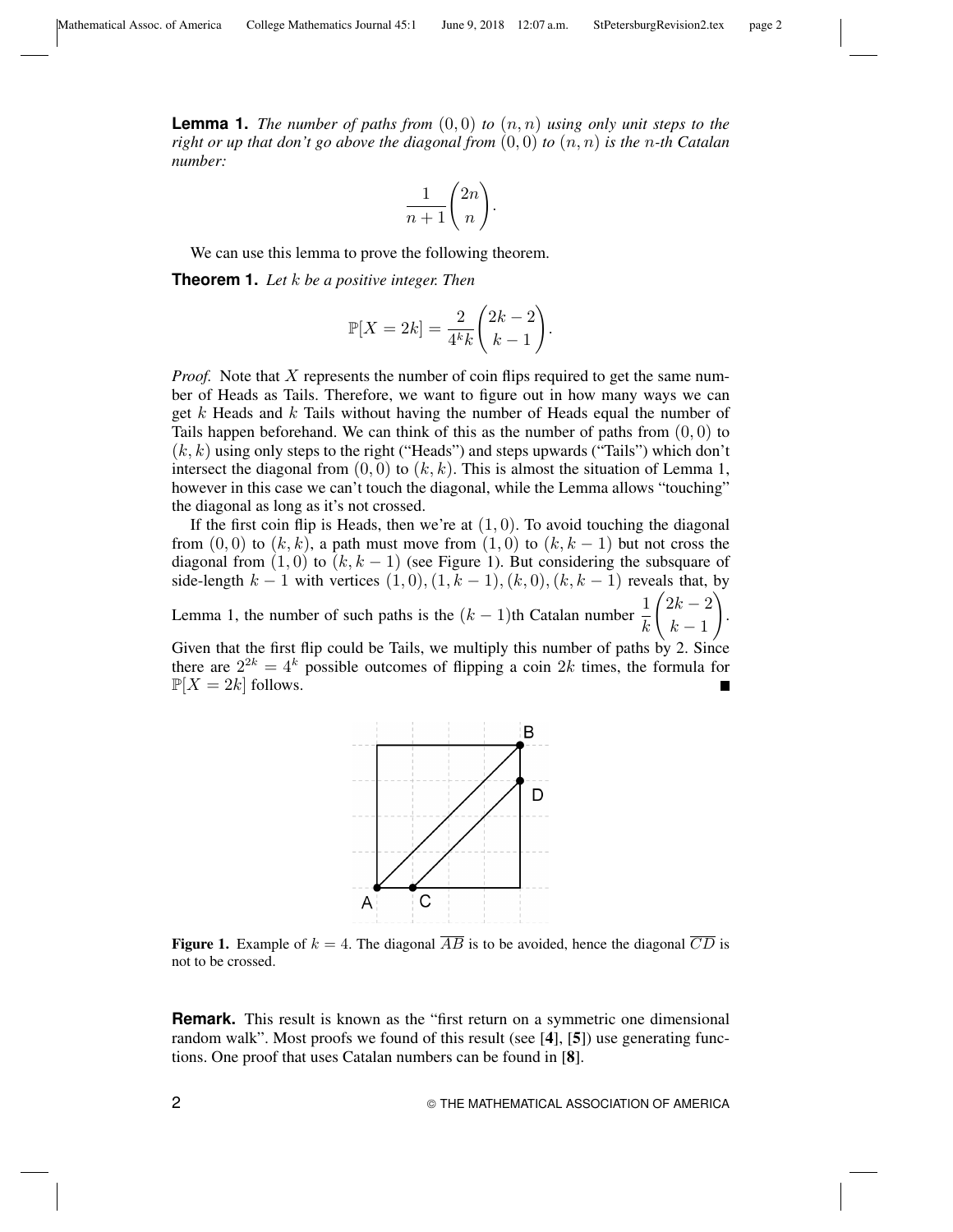**Lemma 1.** *The number of paths from $(0, 0)$ to $(n, n)$ using only unit steps to the right or up that don't go above the diagonal from $(0, 0)$ to $(n, n)$ is the $n$-th Catalan number:*

$$\frac{1}{n+1}\binom{2n}{n}.$$

We can use this lemma to prove the following theorem.

**Theorem 1.** *Let $k$ be a positive integer. Then*

$$\mathbb{P}[X = 2k] = \frac{2}{4^k k}\binom{2k-2}{k-1}.$$

*Proof.* Note that $X$ represents the number of coin flips required to get the same number of Heads as Tails. Therefore, we want to figure out in how many ways we can get $k$ Heads and $k$ Tails without having the number of Heads equal the number of Tails happen beforehand. We can think of this as the number of paths from $(0, 0)$ to $(k, k)$ using only steps to the right ("Heads") and steps upwards ("Tails") which don't intersect the diagonal from $(0, 0)$ to $(k, k)$. This is almost the situation of Lemma 1, however in this case we can't touch the diagonal, while the Lemma allows "touching" the diagonal as long as it's not crossed.

If the first coin flip is Heads, then we're at $(1, 0)$. To avoid touching the diagonal from $(0, 0)$ to $(k, k)$, a path must move from $(1, 0)$ to $(k, k-1)$ but not cross the diagonal from $(1, 0)$ to $(k, k-1)$ (see Figure 1). But considering the subsquare of side-length $k-1$ with vertices $(1, 0), (1, k-1), (k, 0), (k, k-1)$ reveals that, by Lemma 1, the number of such paths is the $(k-1)$th Catalan number $\frac{1}{k}\binom{2k-2}{k-1}$. Given that the first flip could be Tails, we multiply this number of paths by 2. Since there are $2^{2k} = 4^k$ possible outcomes of flipping a coin $2k$ times, the formula for $\mathbb{P}[X = 2k]$ follows. ■

**Figure 1.** Example of $k = 4$. The diagonal $\overline{AB}$ is to be avoided, hence the diagonal $\overline{CD}$ is not to be crossed.

**Remark.** This result is known as the "first return on a symmetric one dimensional random walk". Most proofs we found of this result (see [4], [5]) use generating functions. One proof that uses Catalan numbers can be found in [8].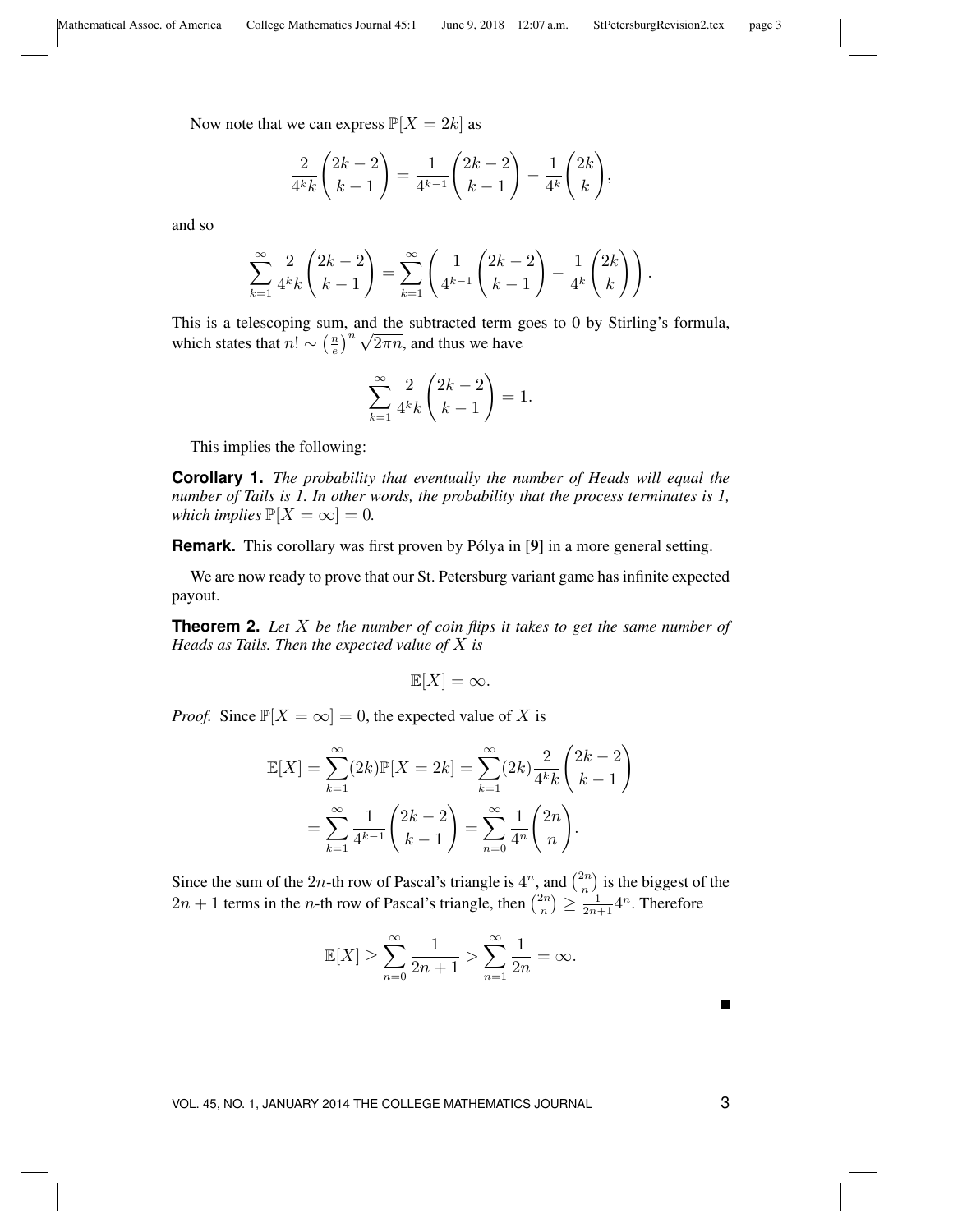Now note that we can express $\mathbb{P}[X = 2k]$ as

$$\frac{2}{4^k k}\binom{2k-2}{k-1} = \frac{1}{4^{k-1}}\binom{2k-2}{k-1} - \frac{1}{4^k}\binom{2k}{k},$$

and so

$$\sum_{k=1}^{\infty} \frac{2}{4^k k}\binom{2k-2}{k-1} = \sum_{k=1}^{\infty}\left(\frac{1}{4^{k-1}}\binom{2k-2}{k-1} - \frac{1}{4^k}\binom{2k}{k}\right).$$

This is a telescoping sum, and the subtracted term goes to 0 by Stirling's formula, which states that $n! \sim \left(\frac{n}{e}\right)^n \sqrt{2\pi n}$, and thus we have

$$\sum_{k=1}^{\infty} \frac{2}{4^k k}\binom{2k-2}{k-1} = 1.$$

This implies the following:

**Corollary 1.** *The probability that eventually the number of Heads will equal the number of Tails is 1. In other words, the probability that the process terminates is 1, which implies* $\mathbb{P}[X = \infty] = 0$*.*

**Remark.** This corollary was first proven by Pólya in [**9**] in a more general setting.

We are now ready to prove that our St. Petersburg variant game has infinite expected payout.

**Theorem 2.** *Let $X$ be the number of coin flips it takes to get the same number of Heads as Tails. Then the expected value of $X$ is*

$$\mathbb{E}[X] = \infty.$$

*Proof.* Since $\mathbb{P}[X = \infty] = 0$, the expected value of $X$ is

$$\begin{aligned}\mathbb{E}[X] &= \sum_{k=1}^{\infty}(2k)\mathbb{P}[X = 2k] = \sum_{k=1}^{\infty}(2k)\frac{2}{4^k k}\binom{2k-2}{k-1} \\ &= \sum_{k=1}^{\infty}\frac{1}{4^{k-1}}\binom{2k-2}{k-1} = \sum_{n=0}^{\infty}\frac{1}{4^n}\binom{2n}{n}.\end{aligned}$$

Since the sum of the $2n$-th row of Pascal's triangle is $4^n$, and $\binom{2n}{n}$ is the biggest of the $2n+1$ terms in the $n$-th row of Pascal's triangle, then $\binom{2n}{n} \geq \frac{1}{2n+1}4^n$. Therefore

$$\mathbb{E}[X] \geq \sum_{n=0}^{\infty}\frac{1}{2n+1} > \sum_{n=1}^{\infty}\frac{1}{2n} = \infty.$$

∎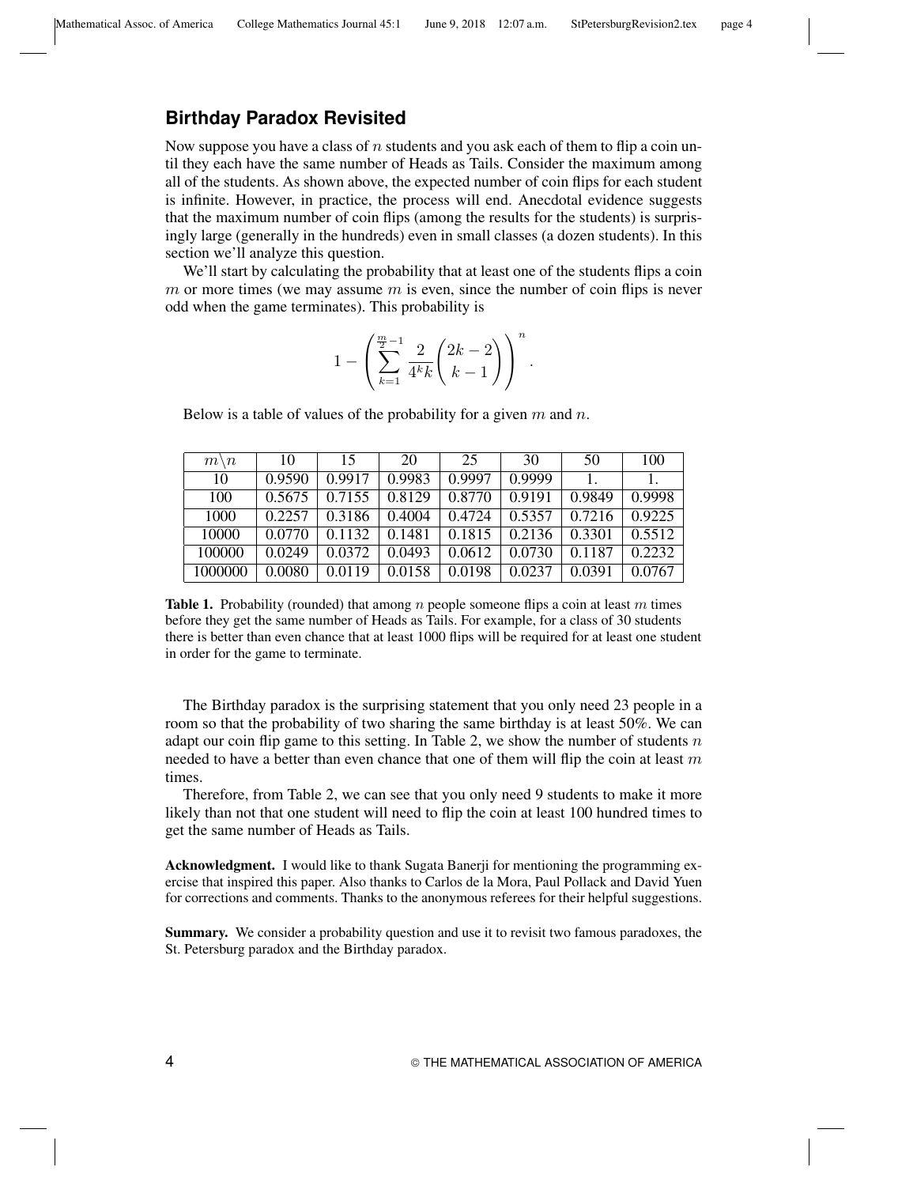## Birthday Paradox Revisited

Now suppose you have a class of $n$ students and you ask each of them to flip a coin until they each have the same number of Heads as Tails. Consider the maximum among all of the students. As shown above, the expected number of coin flips for each student is infinite. However, in practice, the process will end. Anecdotal evidence suggests that the maximum number of coin flips (among the results for the students) is surprisingly large (generally in the hundreds) even in small classes (a dozen students). In this section we'll analyze this question.

We'll start by calculating the probability that at least one of the students flips a coin $m$ or more times (we may assume $m$ is even, since the number of coin flips is never odd when the game terminates). This probability is

$$1 - \left( \sum_{k=1}^{\frac{m}{2}-1} \frac{2}{4^k k} \binom{2k-2}{k-1} \right)^n .$$

Below is a table of values of the probability for a given $m$ and $n$.

| $m \backslash n$ | 10 | 15 | 20 | 25 | 30 | 50 | 100 |
|---|---|---|---|---|---|---|---|
| 10 | 0.9590 | 0.9917 | 0.9983 | 0.9997 | 0.9999 | 1. | 1. |
| 100 | 0.5675 | 0.7155 | 0.8129 | 0.8770 | 0.9191 | 0.9849 | 0.9998 |
| 1000 | 0.2257 | 0.3186 | 0.4004 | 0.4724 | 0.5357 | 0.7216 | 0.9225 |
| 10000 | 0.0770 | 0.1132 | 0.1481 | 0.1815 | 0.2136 | 0.3301 | 0.5512 |
| 100000 | 0.0249 | 0.0372 | 0.0493 | 0.0612 | 0.0730 | 0.1187 | 0.2232 |
| 1000000 | 0.0080 | 0.0119 | 0.0158 | 0.0198 | 0.0237 | 0.0391 | 0.0767 |

**Table 1.** Probability (rounded) that among $n$ people someone flips a coin at least $m$ times before they get the same number of Heads as Tails. For example, for a class of 30 students there is better than even chance that at least 1000 flips will be required for at least one student in order for the game to terminate.

The Birthday paradox is the surprising statement that you only need 23 people in a room so that the probability of two sharing the same birthday is at least 50%. We can adapt our coin flip game to this setting. In Table 2, we show the number of students $n$ needed to have a better than even chance that one of them will flip the coin at least $m$ times.

Therefore, from Table 2, we can see that you only need 9 students to make it more likely than not that one student will need to flip the coin at least 100 hundred times to get the same number of Heads as Tails.

**Acknowledgment.** I would like to thank Sugata Banerji for mentioning the programming exercise that inspired this paper. Also thanks to Carlos de la Mora, Paul Pollack and David Yuen for corrections and comments. Thanks to the anonymous referees for their helpful suggestions.

**Summary.** We consider a probability question and use it to revisit two famous paradoxes, the St. Petersburg paradox and the Birthday paradox.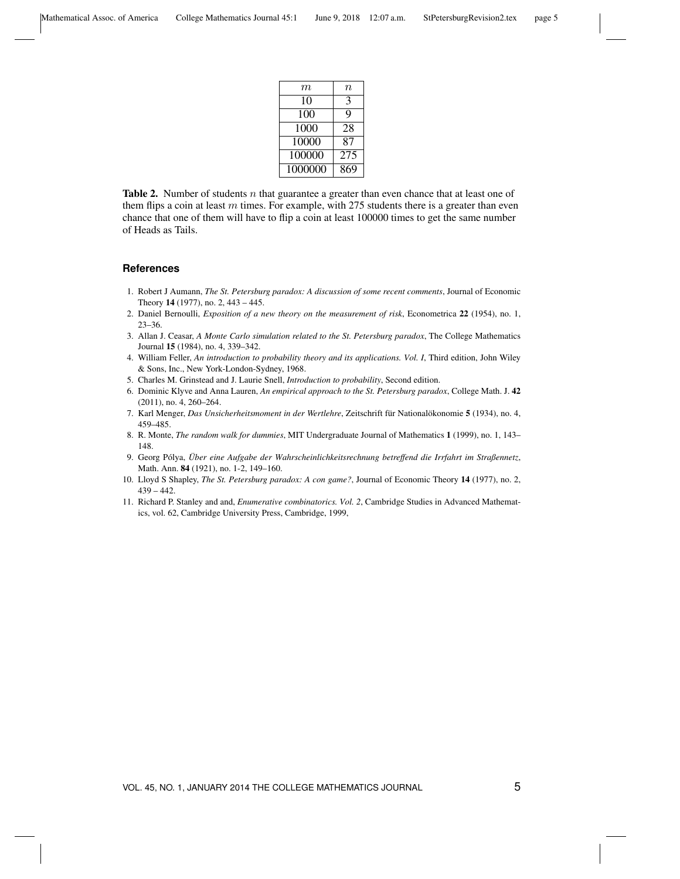| $m$ | $n$ |
|---|---|
| 10 | 3 |
| 100 | 9 |
| 1000 | 28 |
| 10000 | 87 |
| 100000 | 275 |
| 1000000 | 869 |

**Table 2.** Number of students $n$ that guarantee a greater than even chance that at least one of them flips a coin at least $m$ times. For example, with 275 students there is a greater than even chance that one of them will have to flip a coin at least 100000 times to get the same number of Heads as Tails.

## References

1. Robert J Aumann, *The St. Petersburg paradox: A discussion of some recent comments*, Journal of Economic Theory **14** (1977), no. 2, 443 – 445.
2. Daniel Bernoulli, *Exposition of a new theory on the measurement of risk*, Econometrica **22** (1954), no. 1, 23–36.
3. Allan J. Ceasar, *A Monte Carlo simulation related to the St. Petersburg paradox*, The College Mathematics Journal **15** (1984), no. 4, 339–342.
4. William Feller, *An introduction to probability theory and its applications. Vol. I*, Third edition, John Wiley & Sons, Inc., New York-London-Sydney, 1968.
5. Charles M. Grinstead and J. Laurie Snell, *Introduction to probability*, Second edition.
6. Dominic Klyve and Anna Lauren, *An empirical approach to the St. Petersburg paradox*, College Math. J. **42** (2011), no. 4, 260–264.
7. Karl Menger, *Das Unsicherheitsmoment in der Wertlehre*, Zeitschrift für Nationalökonomie **5** (1934), no. 4, 459–485.
8. R. Monte, *The random walk for dummies*, MIT Undergraduate Journal of Mathematics **1** (1999), no. 1, 143–148.
9. Georg Pólya, *Über eine Aufgabe der Wahrscheinlichkeitsrechnung betreffend die Irrfahrt im Straßennetz*, Math. Ann. **84** (1921), no. 1-2, 149–160.
10. Lloyd S Shapley, *The St. Petersburg paradox: A con game?*, Journal of Economic Theory **14** (1977), no. 2, 439 – 442.
11. Richard P. Stanley and and, *Enumerative combinatorics. Vol. 2*, Cambridge Studies in Advanced Mathematics, vol. 62, Cambridge University Press, Cambridge, 1999,